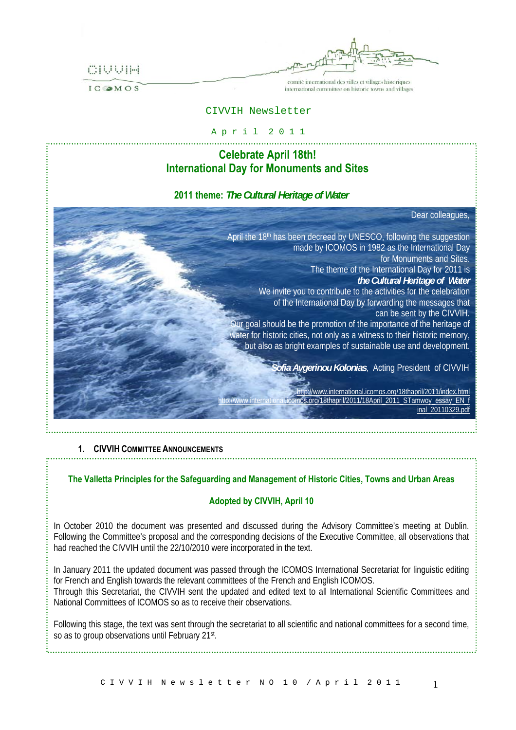CIVVIH

ICOMOS

comité international des villes et villages historiques
international committee on historic towns and villages

# CIVVIH Newsletter

April 2011

## Celebrate April 18th!
## International Day for Monuments and Sites

### 2011 theme: *The Cultural Heritage of Water*

Dear colleagues,

April the 18th has been decreed by UNESCO, following the suggestion made by ICOMOS in 1982 as the International Day for Monuments and Sites.
The theme of the International Day for 2011 is ***the Cultural Heritage of Water***
We invite you to contribute to the activities for the celebration of the International Day by forwarding the messages that can be sent by the CIVVIH.
Our goal should be the promotion of the importance of the heritage of water for historic cities, not only as a witness to their historic memory, but also as bright examples of sustainable use and development.

***Sofia Avgerinou Kolonias***, Acting President of CIVVIH

http://www.international.icomos.org/18thapril/2011/index.html
http://www.international.icomos.org/18thapril/2011/18April_2011_STamwoy_essay_EN_final_20110329.pdf

## 1. CIVVIH Committee Announcements

### The Valletta Principles for the Safeguarding and Management of Historic Cities, Towns and Urban Areas

### Adopted by CIVVIH, April 10

In October 2010 the document was presented and discussed during the Advisory Committee's meeting at Dublin. Following the Committee's proposal and the corresponding decisions of the Executive Committee, all observations that had reached the CIVVIH until the 22/10/2010 were incorporated in the text.

In January 2011 the updated document was passed through the ICOMOS International Secretariat for linguistic editing for French and English towards the relevant committees of the French and English ICOMOS.
Through this Secretariat, the CIVVIH sent the updated and edited text to all International Scientific Committees and National Committees of ICOMOS so as to receive their observations.

Following this stage, the text was sent through the secretariat to all scientific and national committees for a second time, so as to group observations until February 21st.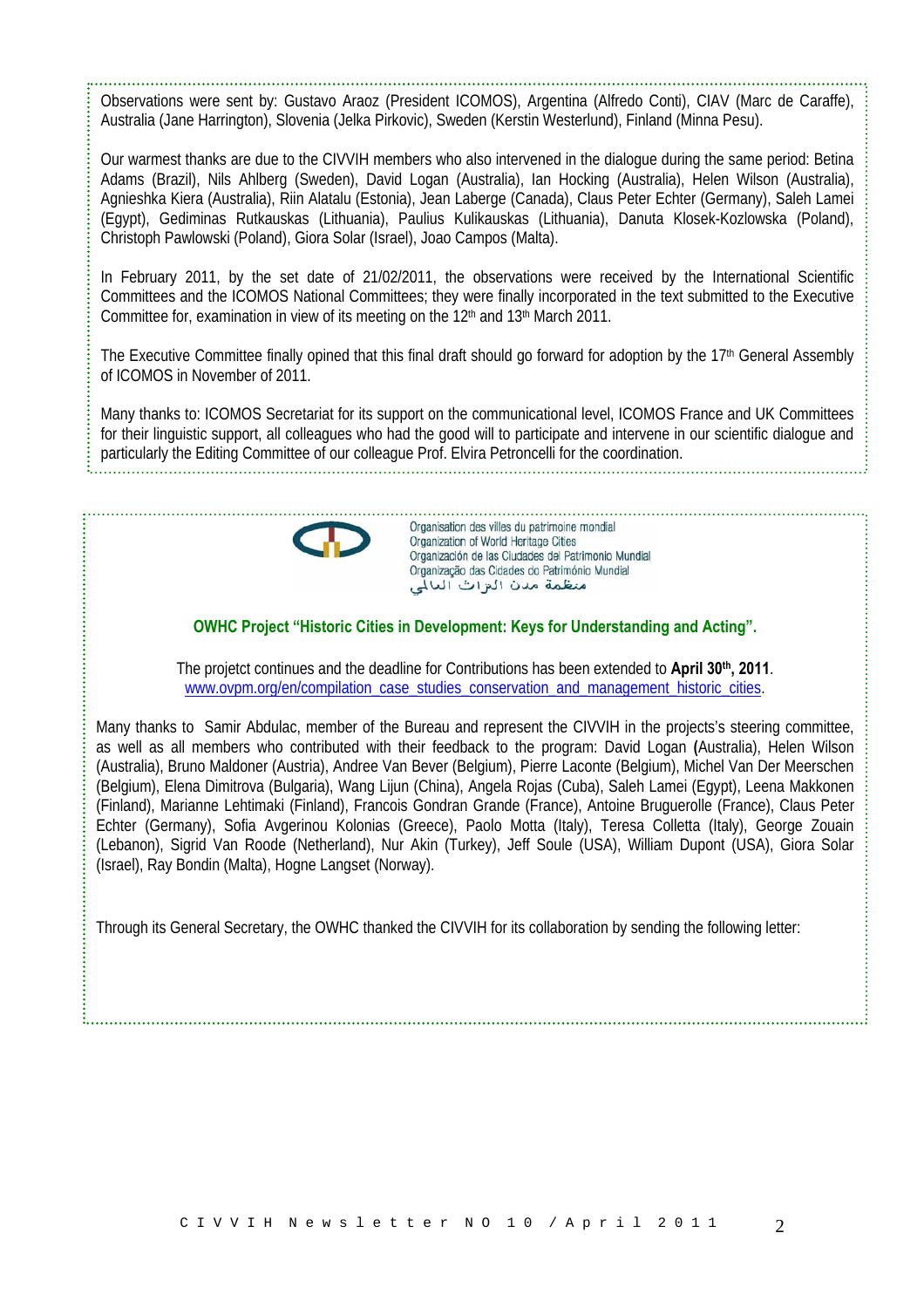Observations were sent by: Gustavo Araoz (President ICOMOS), Argentina (Alfredo Conti), CIAV (Marc de Caraffe), Australia (Jane Harrington), Slovenia (Jelka Pirkovic), Sweden (Kerstin Westerlund), Finland (Minna Pesu).

Our warmest thanks are due to the CIVVIH members who also intervened in the dialogue during the same period: Betina Adams (Brazil), Nils Ahlberg (Sweden), David Logan (Australia), Ian Hocking (Australia), Helen Wilson (Australia), Agnieshka Kiera (Australia), Riin Alatalu (Estonia), Jean Laberge (Canada), Claus Peter Echter (Germany), Saleh Lamei (Egypt), Gediminas Rutkauskas (Lithuania), Paulius Kulikauskas (Lithuania), Danuta Klosek-Kozlowska (Poland), Christoph Pawlowski (Poland), Giora Solar (Israel), Joao Campos (Malta).

In February 2011, by the set date of 21/02/2011, the observations were received by the International Scientific Committees and the ICOMOS National Committees; they were finally incorporated in the text submitted to the Executive Committee for, examination in view of its meeting on the 12th and 13th March 2011.

The Executive Committee finally opined that this final draft should go forward for adoption by the 17th General Assembly of ICOMOS in November of 2011.

Many thanks to: ICOMOS Secretariat for its support on the communicational level, ICOMOS France and UK Committees for their linguistic support, all colleagues who had the good will to participate and intervene in our scientific dialogue and particularly the Editing Committee of our colleague Prof. Elvira Petroncelli for the coordination.

Organisation des villes du patrimoine mondial
Organization of World Heritage Cities
Organización de las Ciudades del Patrimonio Mundial
Organização das Cidades do Património Mundial
منظمة مدن التراث العالمي

**OWHC Project "Historic Cities in Development: Keys for Understanding and Acting".**

The projetct continues and the deadline for Contributions has been extended to **April 30th, 2011**.
www.ovpm.org/en/compilation_case_studies_conservation_and_management_historic_cities.

Many thanks to Samir Abdulac, member of the Bureau and represent the CIVVIH in the projects's steering committee, as well as all members who contributed with their feedback to the program: David Logan (Australia), Helen Wilson (Australia), Bruno Maldoner (Austria), Andree Van Bever (Belgium), Pierre Laconte (Belgium), Michel Van Der Meerschen (Belgium), Elena Dimitrova (Bulgaria), Wang Lijun (China), Angela Rojas (Cuba), Saleh Lamei (Egypt), Leena Makkonen (Finland), Marianne Lehtimaki (Finland), Francois Gondran Grande (France), Antoine Bruguerolle (France), Claus Peter Echter (Germany), Sofia Avgerinou Kolonias (Greece), Paolo Motta (Italy), Teresa Colletta (Italy), George Zouain (Lebanon), Sigrid Van Roode (Netherland), Nur Akin (Turkey), Jeff Soule (USA), William Dupont (USA), Giora Solar (Israel), Ray Bondin (Malta), Hogne Langset (Norway).

Through its General Secretary, the OWHC thanked the CIVVIH for its collaboration by sending the following letter: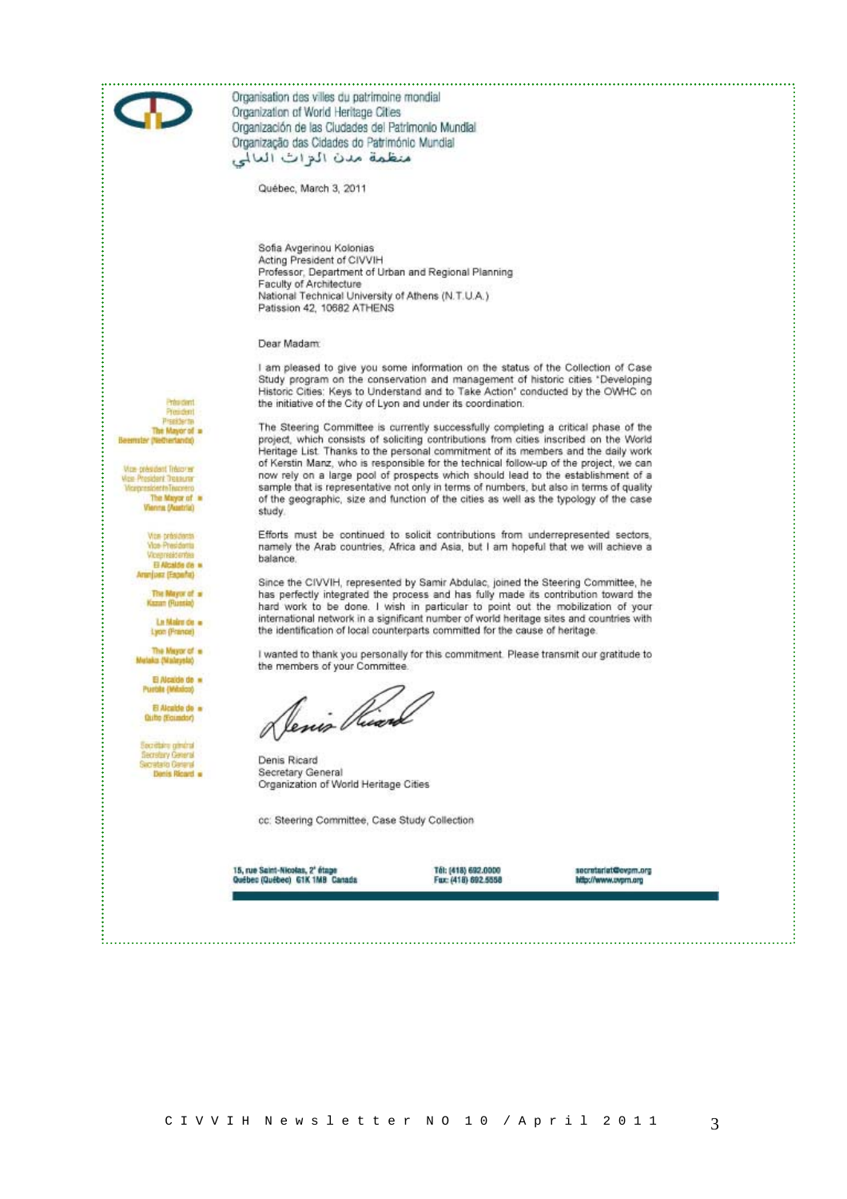Organisation des villes du patrimoine mondial
Organization of World Heritage Cities
Organización de las Ciudades del Patrimonio Mundial
Organização das Cidades do Património Mundial
منظمة مدن التراث العالمي

Président
President
Presidente
The Mayor of
Beemster (Netherlands)

Vice-président Trésorier
Vice-President Treasurer
Vicepresidente Tesorero
The Mayor of
Vienna (Austria)

Vice-présidents
Vice-Presidents
Vicepresidentes
El Alcalde de
Aranjuez (España)

The Mayor of
Kazan (Russia)

Le Maire de
Lyon (France)

The Mayor of
Melaka (Malaysia)

El Alcalde de
Puebla (México)

El Alcalde de
Quito (Ecuador)

Secrétaire général
Secretary General
Secretario General
Denis Ricard

Québec, March 3, 2011

Sofia Avgerinou Kolonias
Acting President of CIVVIH
Professor, Department of Urban and Regional Planning
Faculty of Architecture
National Technical University of Athens (N.T.U.A.)
Patission 42, 10682 ATHENS

Dear Madam:

I am pleased to give you some information on the status of the Collection of Case Study program on the conservation and management of historic cities "Developing Historic Cities: Keys to Understand and to Take Action" conducted by the OWHC on the initiative of the City of Lyon and under its coordination.

The Steering Committee is currently successfully completing a critical phase of the project, which consists of soliciting contributions from cities inscribed on the World Heritage List. Thanks to the personal commitment of its members and the daily work of Kerstin Manz, who is responsible for the technical follow-up of the project, we can now rely on a large pool of prospects which should lead to the establishment of a sample that is representative not only in terms of numbers, but also in terms of quality of the geographic, size and function of the cities as well as the typology of the case study.

Efforts must be continued to solicit contributions from underrepresented sectors, namely the Arab countries, Africa and Asia, but I am hopeful that we will achieve a balance.

Since the CIVVIH, represented by Samir Abdulac, joined the Steering Committee, he has perfectly integrated the process and has fully made its contribution toward the hard work to be done. I wish in particular to point out the mobilization of your international network in a significant number of world heritage sites and countries with the identification of local counterparts committed for the cause of heritage.

I wanted to thank you personally for this commitment. Please transmit our gratitude to the members of your Committee.

Denis Ricard
Secretary General
Organization of World Heritage Cities

cc: Steering Committee, Case Study Collection

15, rue Saint-Nicolas, 2e étage
Québec (Québec) G1K 1M8 Canada

Tél: (418) 692.0000
Fax: (418) 692.5558

secretariat@ovpm.org
http://www.ovpm.org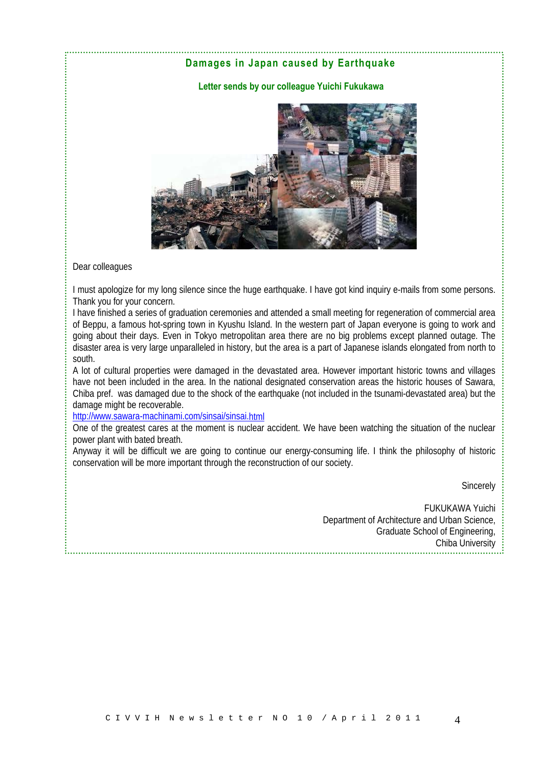## Damages in Japan caused by Earthquake

### Letter sends by our colleague Yuichi Fukukawa

Dear colleagues

I must apologize for my long silence since the huge earthquake. I have got kind inquiry e-mails from some persons. Thank you for your concern.

I have finished a series of graduation ceremonies and attended a small meeting for regeneration of commercial area of Beppu, a famous hot-spring town in Kyushu Island. In the western part of Japan everyone is going to work and going about their days. Even in Tokyo metropolitan area there are no big problems except planned outage. The disaster area is very large unparalleled in history, but the area is a part of Japanese islands elongated from north to south.

A lot of cultural properties were damaged in the devastated area. However important historic towns and villages have not been included in the area. In the national designated conservation areas the historic houses of Sawara, Chiba pref. was damaged due to the shock of the earthquake (not included in the tsunami-devastated area) but the damage might be recoverable.

http://www.sawara-machinami.com/sinsai/sinsai.html

One of the greatest cares at the moment is nuclear accident. We have been watching the situation of the nuclear power plant with bated breath.

Anyway it will be difficult we are going to continue our energy-consuming life. I think the philosophy of historic conservation will be more important through the reconstruction of our society.

Sincerely

FUKUKAWA Yuichi
Department of Architecture and Urban Science,
Graduate School of Engineering,
Chiba University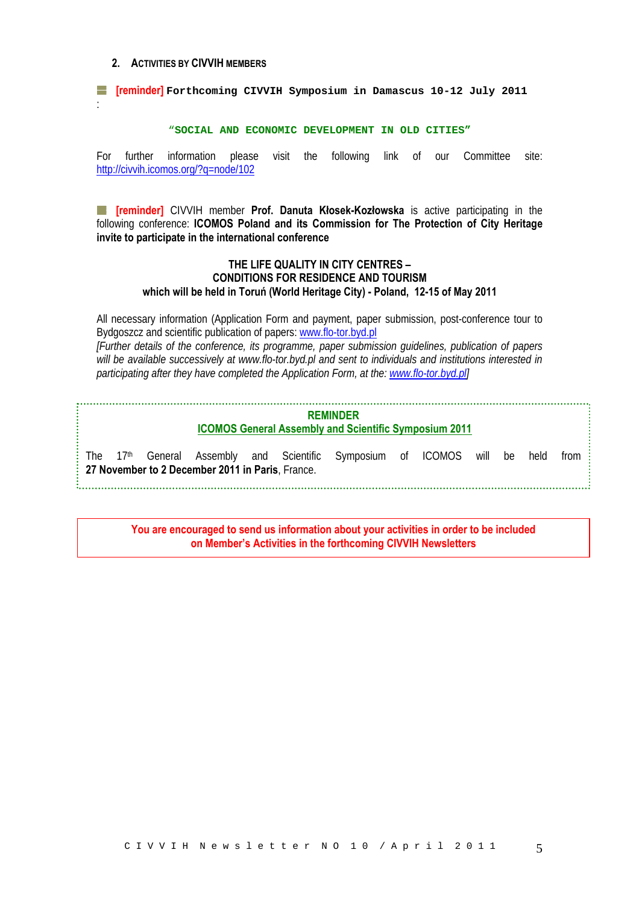## 2. Activities by CIVVIH members

**[reminder]** **Forthcoming CIVVIH Symposium in Damascus 10-12 July 2011**
:

**"SOCIAL AND ECONOMIC DEVELOPMENT IN OLD CITIES"**

For further information please visit the following link of our Committee site: http://civvih.icomos.org/?q=node/102

**[reminder]** CIVVIH member **Prof. Danuta Kłosek-Kozłowska** is active participating in the following conference: **ICOMOS Poland and its Commission for The Protection of City Heritage invite to participate in the international conference**

**THE LIFE QUALITY IN CITY CENTRES –**
**CONDITIONS FOR RESIDENCE AND TOURISM**
**which will be held in Toruń (World Heritage City) - Poland, 12-15 of May 2011**

All necessary information (Application Form and payment, paper submission, post-conference tour to Bydgoszcz and scientific publication of papers: www.flo-tor.byd.pl
*[Further details of the conference, its programme, paper submission guidelines, publication of papers will be available successively at www.flo-tor.byd.pl and sent to individuals and institutions interested in participating after they have completed the Application Form, at the: www.flo-tor.byd.pl]*

**REMINDER**
**ICOMOS General Assembly and Scientific Symposium 2011**

The 17th General Assembly and Scientific Symposium of ICOMOS will be held from **27 November to 2 December 2011 in Paris**, France.

**You are encouraged to send us information about your activities in order to be included on Member's Activities in the forthcoming CIVVIH Newsletters**